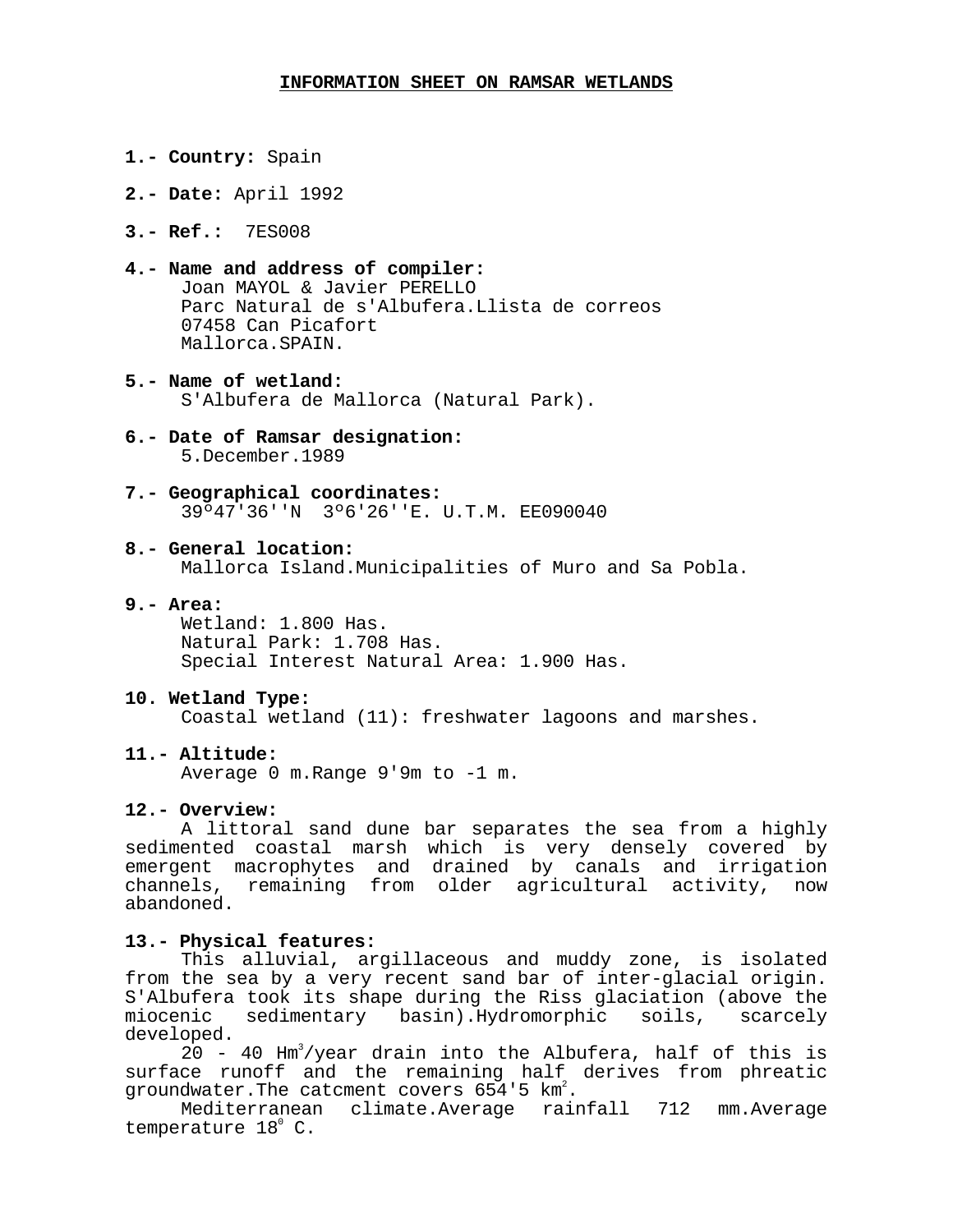# INFORMATION SHEET ON RAMSAR WETLANDS

**1.- Country:** Spain

**2.- Date:** April 1992

**3.- Ref.:** 7ES008

**4.- Name and address of compiler:**
Joan MAYOL & Javier PERELLO
Parc Natural de s'Albufera.Llista de correos
07458 Can Picafort
Mallorca.SPAIN.

**5.- Name of wetland:**
S'Albufera de Mallorca (Natural Park).

**6.- Date of Ramsar designation:**
5.December.1989

**7.- Geographical coordinates:**
39º47'36''N 3º6'26''E. U.T.M. EE090040

**8.- General location:**
Mallorca Island.Municipalities of Muro and Sa Pobla.

**9.- Area:**
Wetland: 1.800 Has.
Natural Park: 1.708 Has.
Special Interest Natural Area: 1.900 Has.

**10. Wetland Type:**
Coastal wetland (11): freshwater lagoons and marshes.

**11.- Altitude:**
Average 0 m.Range 9'9m to -1 m.

**12.- Overview:**
A littoral sand dune bar separates the sea from a highly sedimented coastal marsh which is very densely covered by emergent macrophytes and drained by canals and irrigation channels, remaining from older agricultural activity, now abandoned.

**13.- Physical features:**
This alluvial, argillaceous and muddy zone, is isolated from the sea by a very recent sand bar of inter-glacial origin. S'Albufera took its shape during the Riss glaciation (above the miocenic sedimentary basin).Hydromorphic soils, scarcely developed.

20 - 40 $Hm^3$/year drain into the Albufera, half of this is surface runoff and the remaining half derives from phreatic groundwater.The catcment covers 654'5 $km^2$.

Mediterranean climate.Average rainfall 712 mm.Average temperature 18º C.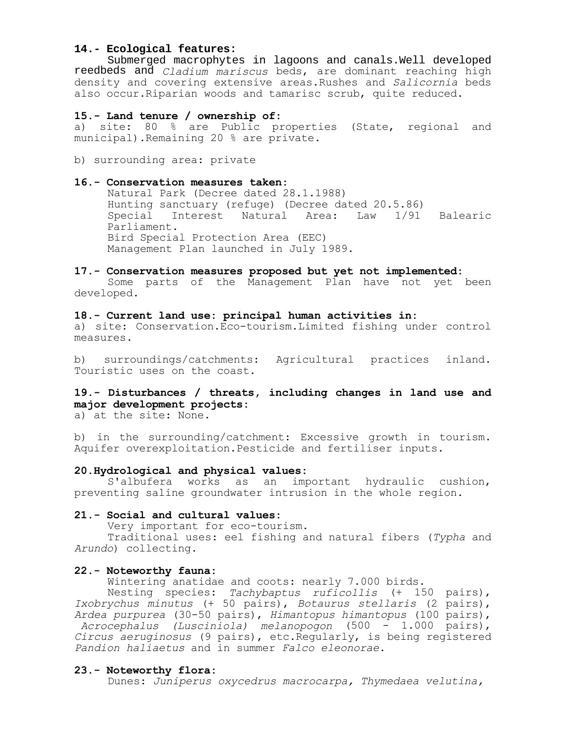**14.- Ecological features:**

Submerged macrophytes in lagoons and canals.Well developed reedbeds and *Cladium mariscus* beds, are dominant reaching high density and covering extensive areas.Rushes and *Salicornia* beds also occur.Riparian woods and tamarisc scrub, quite reduced.

**15.- Land tenure / ownership of:**

a) site: 80 % are Public properties (State, regional and municipal).Remaining 20 % are private.

b) surrounding area: private

**16.- Conservation measures taken:**

Natural Park (Decree dated 28.1.1988)
Hunting sanctuary (refuge) (Decree dated 20.5.86)
Special Interest Natural Area: Law 1/91 Balearic Parliament.
Bird Special Protection Area (EEC)
Management Plan launched in July 1989.

**17.- Conservation measures proposed but yet not implemented:**

Some parts of the Management Plan have not yet been developed.

**18.- Current land use: principal human activities in:**

a) site: Conservation.Eco-tourism.Limited fishing under control measures.

b) surroundings/catchments: Agricultural practices inland. Touristic uses on the coast.

**19.- Disturbances / threats, including changes in land use and major development projects:**

a) at the site: None.

b) in the surrounding/catchment: Excessive growth in tourism. Aquifer overexploitation.Pesticide and fertiliser inputs.

**20.Hydrological and physical values:**

S'albufera works as an important hydraulic cushion, preventing saline groundwater intrusion in the whole region.

**21.- Social and cultural values:**

Very important for eco-tourism.

Traditional uses: eel fishing and natural fibers (*Typha* and *Arundo*) collecting.

**22.- Noteworthy fauna:**

Wintering anatidae and coots: nearly 7.000 birds.

Nesting species: *Tachybaptus ruficollis* (+ 150 pairs), *Ixobrychus minutus* (+ 50 pairs), *Botaurus stellaris* (2 pairs), *Ardea purpurea* (30-50 pairs), *Himantopus himantopus* (100 pairs), *Acrocephalus (Lusciniola) melanopogon* (500 - 1.000 pairs), *Circus aeruginosus* (9 pairs), etc.Regularly, is being registered *Pandion haliaetus* and in summer *Falco eleonorae*.

**23.- Noteworthy flora:**

Dunes: *Juniperus oxycedrus macrocarpa, Thymedaea velutina,*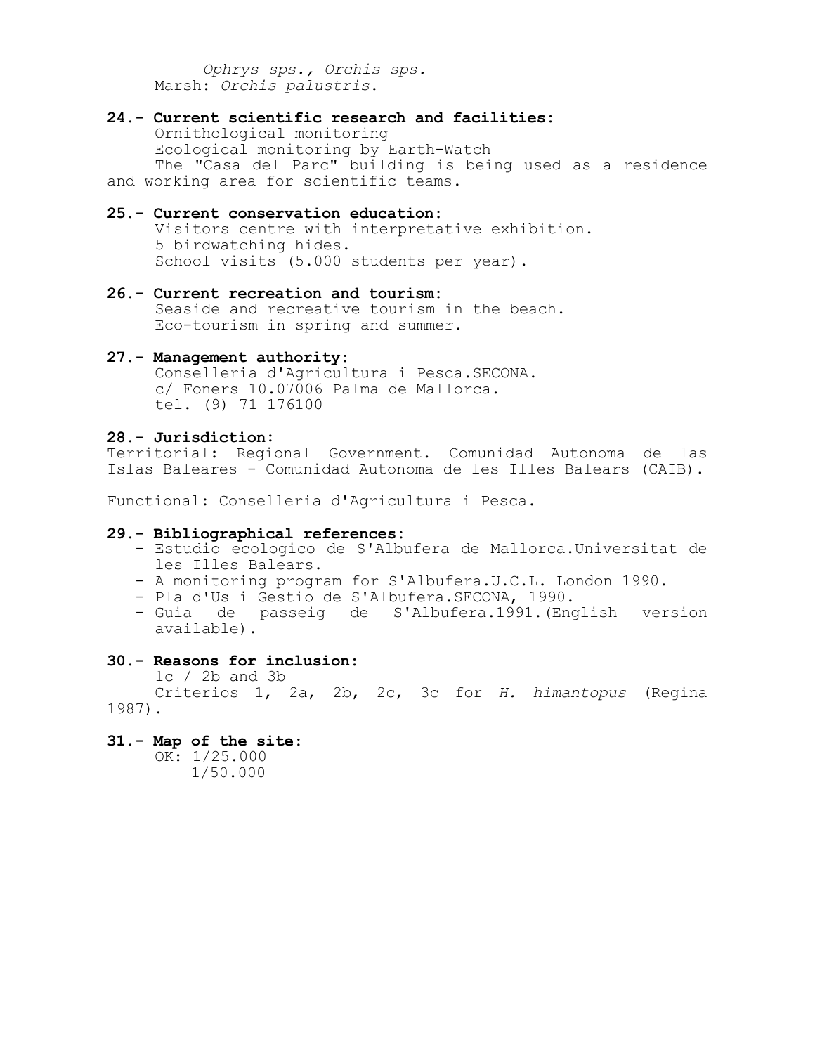*Ophrys sps., Orchis sps.*

Marsh: *Orchis palustris*.

**24.- Current scientific research and facilities:**

Ornithological monitoring

Ecological monitoring by Earth-Watch

The "Casa del Parc" building is being used as a residence and working area for scientific teams.

**25.- Current conservation education:**

Visitors centre with interpretative exhibition.

5 birdwatching hides.

School visits (5.000 students per year).

**26.- Current recreation and tourism:**

Seaside and recreative tourism in the beach.

Eco-tourism in spring and summer.

**27.- Management authority:**

Conselleria d'Agricultura i Pesca.SECONA.

c/ Foners 10.07006 Palma de Mallorca.

tel. (9) 71 176100

**28.- Jurisdiction:**

Territorial: Regional Government. Comunidad Autonoma de las Islas Baleares - Comunidad Autonoma de les Illes Balears (CAIB).

Functional: Conselleria d'Agricultura i Pesca.

**29.- Bibliographical references:**

- Estudio ecologico de S'Albufera de Mallorca.Universitat de les Illes Balears.
- A monitoring program for S'Albufera.U.C.L. London 1990.
- Pla d'Us i Gestio de S'Albufera.SECONA, 1990.
- Guia de passeig de S'Albufera.1991.(English version available).

**30.- Reasons for inclusion:**

1c / 2b and 3b

Criterios 1, 2a, 2b, 2c, 3c for *H. himantopus* (Regina 1987).

**31.- Map of the site:**

OK: 1/25.000

1/50.000